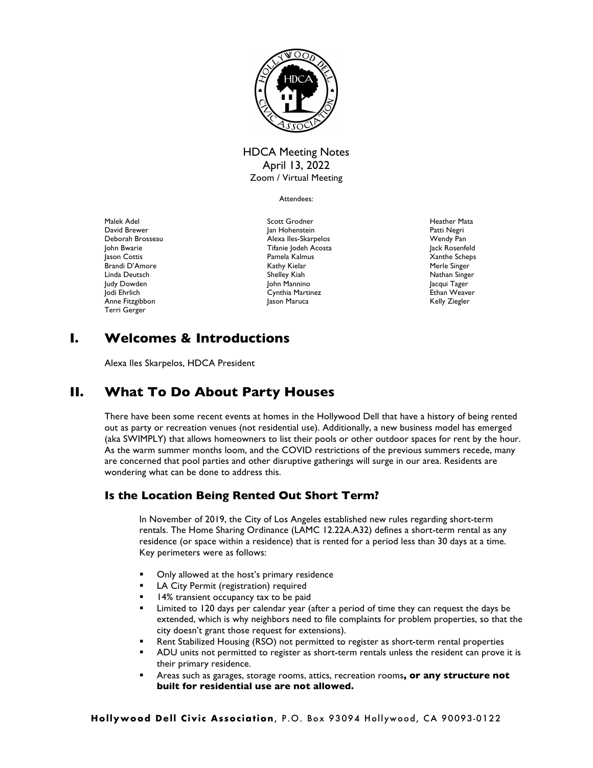HDCA Meeting Notes
April 13, 2022
Zoom / Virtual Meeting

Attendees:

Malek Adel
David Brewer
Deborah Brosseau
John Bwarie
Jason Cottis
Brandi D'Amore
Linda Deutsch
Judy Dowden
Jodi Ehrlich
Anne Fitzgibbon
Terri Gerger
Scott Grodner
Jan Hohenstein
Alexa Iles-Skarpelos
Tifanie Jodeh Acosta
Pamela Kalmus
Kathy Kielar
Shelley Kiah
John Mannino
Cynthia Martinez
Jason Maruca
Heather Mata
Patti Negri
Wendy Pan
Jack Rosenfeld
Xanthe Scheps
Merle Singer
Nathan Singer
Jacqui Tager
Ethan Weaver
Kelly Ziegler

# I. Welcomes & Introductions

Alexa Iles Skarpelos, HDCA President

# II. What To Do About Party Houses

There have been some recent events at homes in the Hollywood Dell that have a history of being rented out as party or recreation venues (not residential use). Additionally, a new business model has emerged (aka SWIMPLY) that allows homeowners to list their pools or other outdoor spaces for rent by the hour. As the warm summer months loom, and the COVID restrictions of the previous summers recede, many are concerned that pool parties and other disruptive gatherings will surge in our area. Residents are wondering what can be done to address this.

## Is the Location Being Rented Out Short Term?

In November of 2019, the City of Los Angeles established new rules regarding short-term rentals. The Home Sharing Ordinance (LAMC 12.22A.A32) defines a short-term rental as any residence (or space within a residence) that is rented for a period less than 30 days at a time. Key perimeters were as follows:

- Only allowed at the host's primary residence
- LA City Permit (registration) required
- 14% transient occupancy tax to be paid
- Limited to 120 days per calendar year (after a period of time they can request the days be extended, which is why neighbors need to file complaints for problem properties, so that the city doesn't grant those request for extensions).
- Rent Stabilized Housing (RSO) not permitted to register as short-term rental properties
- ADU units not permitted to register as short-term rentals unless the resident can prove it is their primary residence.
- Areas such as garages, storage rooms, attics, recreation rooms**, or any structure not built for residential use are not allowed.**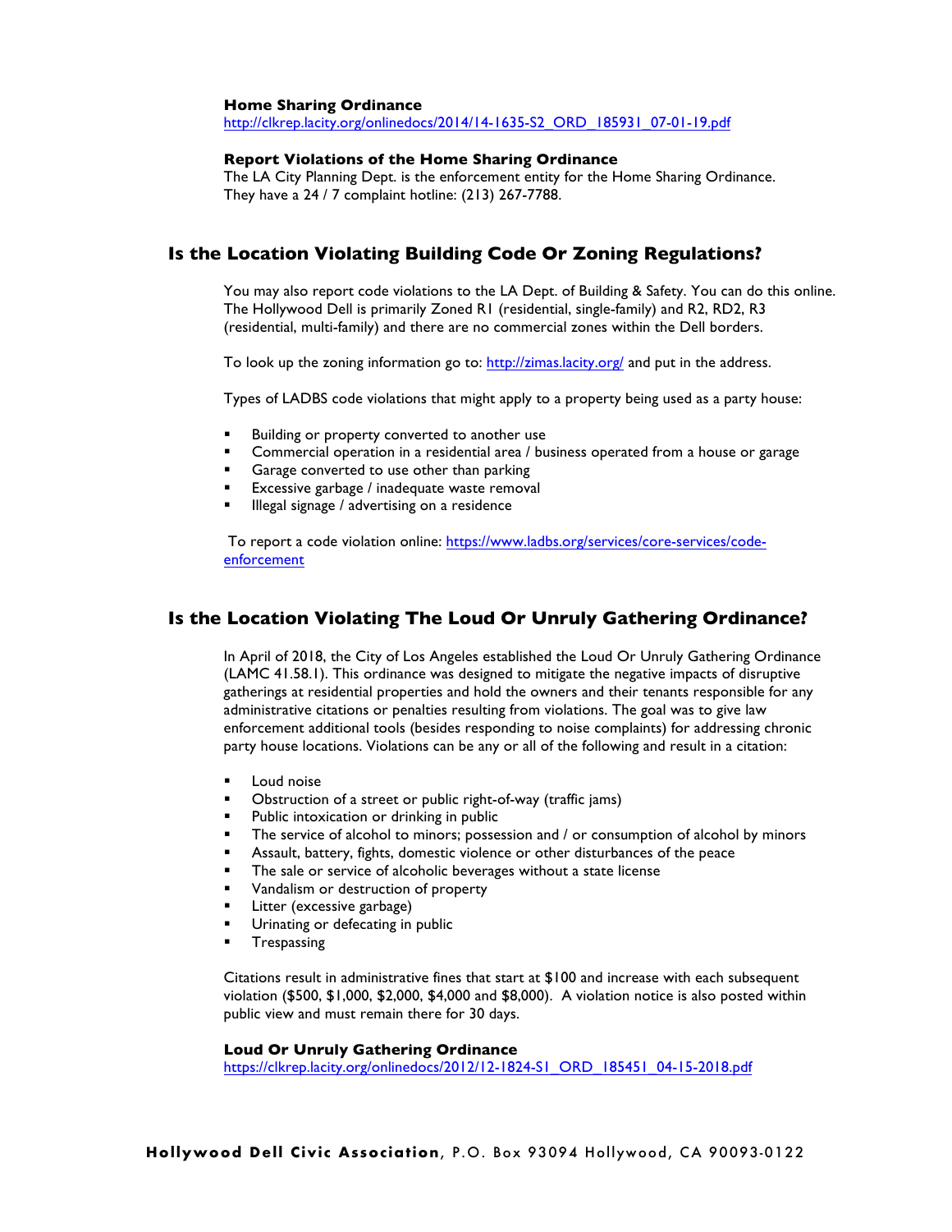**Home Sharing Ordinance**
http://clkrep.lacity.org/onlinedocs/2014/14-1635-S2_ORD_185931_07-01-19.pdf

**Report Violations of the Home Sharing Ordinance**
The LA City Planning Dept. is the enforcement entity for the Home Sharing Ordinance. They have a 24 / 7 complaint hotline: (213) 267-7788.

## Is the Location Violating Building Code Or Zoning Regulations?

You may also report code violations to the LA Dept. of Building & Safety. You can do this online. The Hollywood Dell is primarily Zoned R1 (residential, single-family) and R2, RD2, R3 (residential, multi-family) and there are no commercial zones within the Dell borders.

To look up the zoning information go to: http://zimas.lacity.org/ and put in the address.

Types of LADBS code violations that might apply to a property being used as a party house:

- Building or property converted to another use
- Commercial operation in a residential area / business operated from a house or garage
- Garage converted to use other than parking
- Excessive garbage / inadequate waste removal
- Illegal signage / advertising on a residence

To report a code violation online: https://www.ladbs.org/services/core-services/code-enforcement

## Is the Location Violating The Loud Or Unruly Gathering Ordinance?

In April of 2018, the City of Los Angeles established the Loud Or Unruly Gathering Ordinance (LAMC 41.58.1). This ordinance was designed to mitigate the negative impacts of disruptive gatherings at residential properties and hold the owners and their tenants responsible for any administrative citations or penalties resulting from violations. The goal was to give law enforcement additional tools (besides responding to noise complaints) for addressing chronic party house locations. Violations can be any or all of the following and result in a citation:

- Loud noise
- Obstruction of a street or public right-of-way (traffic jams)
- Public intoxication or drinking in public
- The service of alcohol to minors; possession and / or consumption of alcohol by minors
- Assault, battery, fights, domestic violence or other disturbances of the peace
- The sale or service of alcoholic beverages without a state license
- Vandalism or destruction of property
- Litter (excessive garbage)
- Urinating or defecating in public
- Trespassing

Citations result in administrative fines that start at $100 and increase with each subsequent violation ($500, $1,000, $2,000, $4,000 and $8,000). A violation notice is also posted within public view and must remain there for 30 days.

**Loud Or Unruly Gathering Ordinance**
https://clkrep.lacity.org/onlinedocs/2012/12-1824-S1_ORD_185451_04-15-2018.pdf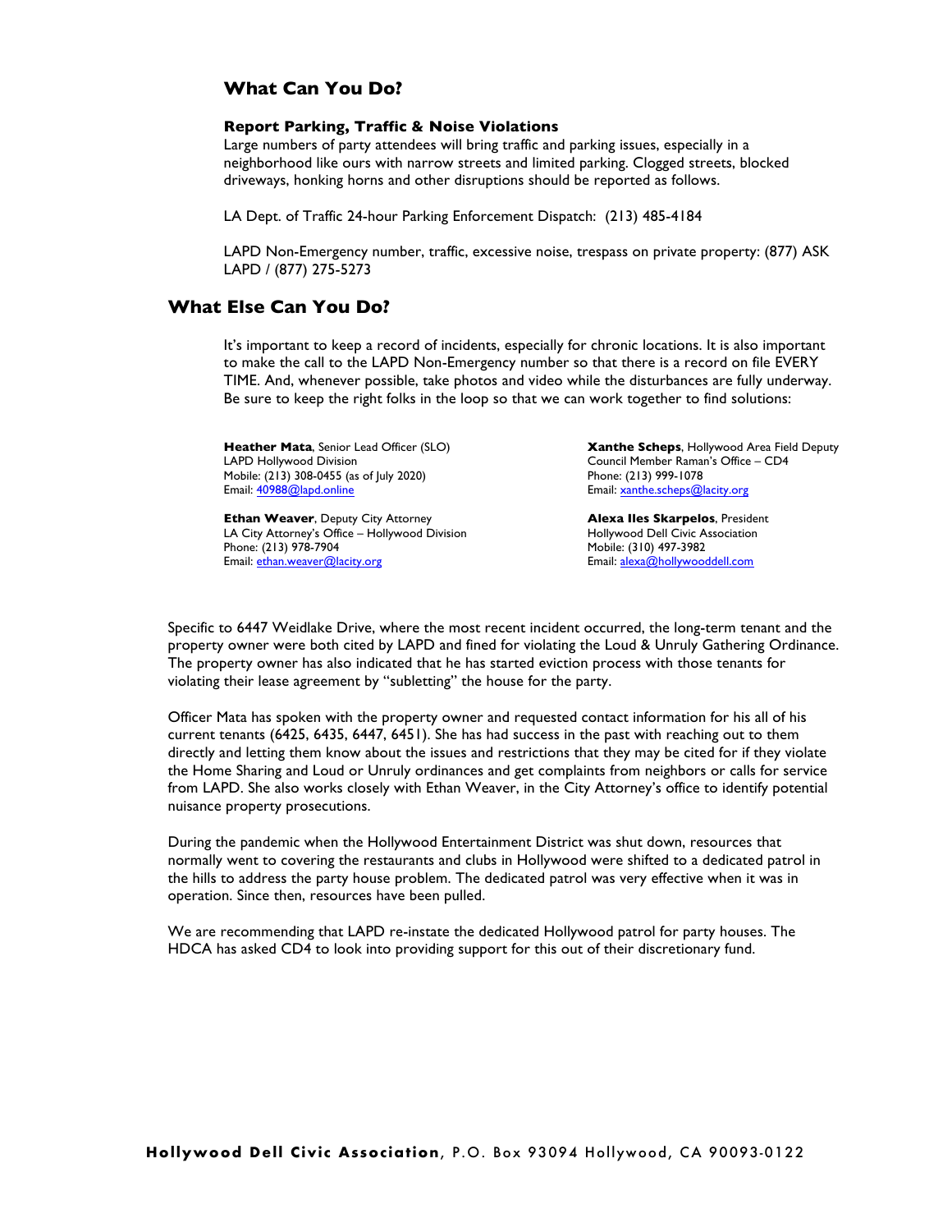## What Can You Do?

### Report Parking, Traffic & Noise Violations

Large numbers of party attendees will bring traffic and parking issues, especially in a neighborhood like ours with narrow streets and limited parking. Clogged streets, blocked driveways, honking horns and other disruptions should be reported as follows.

LA Dept. of Traffic 24-hour Parking Enforcement Dispatch: (213) 485-4184

LAPD Non-Emergency number, traffic, excessive noise, trespass on private property: (877) ASK LAPD / (877) 275-5273

## What Else Can You Do?

It's important to keep a record of incidents, especially for chronic locations. It is also important to make the call to the LAPD Non-Emergency number so that there is a record on file EVERY TIME. And, whenever possible, take photos and video while the disturbances are fully underway. Be sure to keep the right folks in the loop so that we can work together to find solutions:

**Heather Mata**, Senior Lead Officer (SLO)
LAPD Hollywood Division
Mobile: (213) 308-0455 (as of July 2020)
Email: 40988@lapd.online

**Ethan Weaver**, Deputy City Attorney
LA City Attorney's Office – Hollywood Division
Phone: (213) 978-7904
Email: ethan.weaver@lacity.org

**Xanthe Scheps**, Hollywood Area Field Deputy
Council Member Raman's Office – CD4
Phone: (213) 999-1078
Email: xanthe.scheps@lacity.org

**Alexa Iles Skarpelos**, President
Hollywood Dell Civic Association
Mobile: (310) 497-3982
Email: alexa@hollywooddell.com

Specific to 6447 Weidlake Drive, where the most recent incident occurred, the long-term tenant and the property owner were both cited by LAPD and fined for violating the Loud & Unruly Gathering Ordinance. The property owner has also indicated that he has started eviction process with those tenants for violating their lease agreement by "subletting" the house for the party.

Officer Mata has spoken with the property owner and requested contact information for his all of his current tenants (6425, 6435, 6447, 6451). She has had success in the past with reaching out to them directly and letting them know about the issues and restrictions that they may be cited for if they violate the Home Sharing and Loud or Unruly ordinances and get complaints from neighbors or calls for service from LAPD. She also works closely with Ethan Weaver, in the City Attorney's office to identify potential nuisance property prosecutions.

During the pandemic when the Hollywood Entertainment District was shut down, resources that normally went to covering the restaurants and clubs in Hollywood were shifted to a dedicated patrol in the hills to address the party house problem. The dedicated patrol was very effective when it was in operation. Since then, resources have been pulled.

We are recommending that LAPD re-instate the dedicated Hollywood patrol for party houses. The HDCA has asked CD4 to look into providing support for this out of their discretionary fund.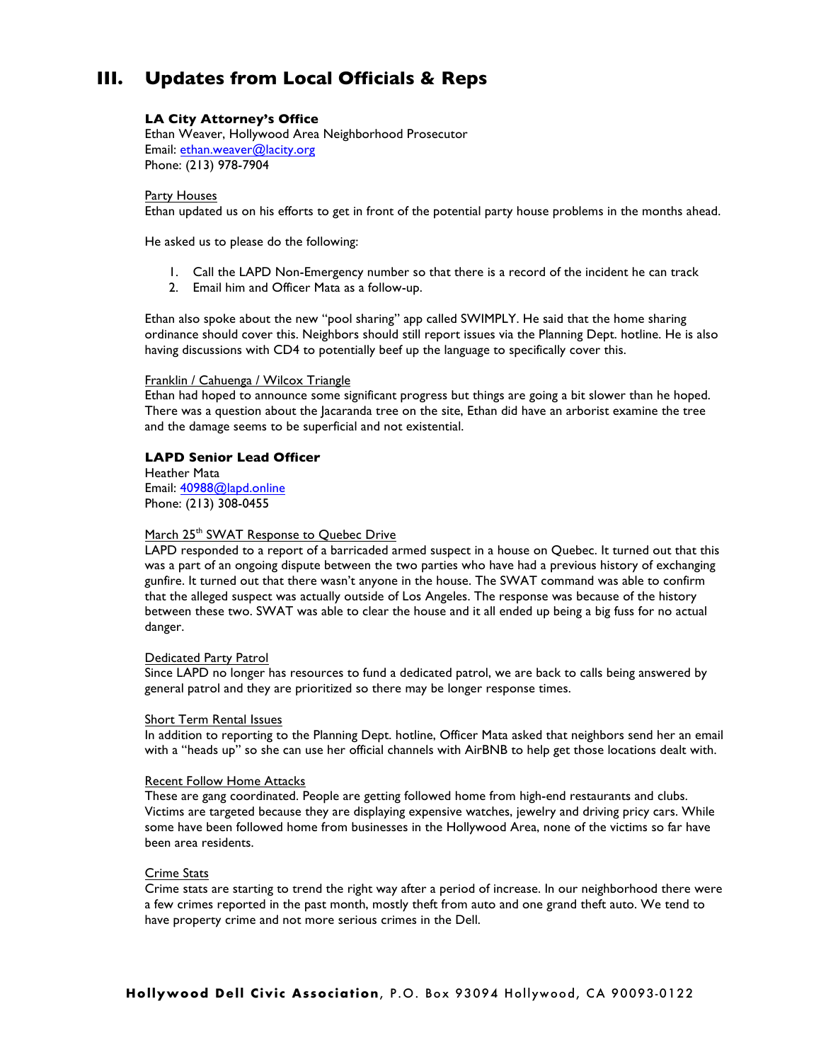## III. Updates from Local Officials & Reps

### LA City Attorney's Office

Ethan Weaver, Hollywood Area Neighborhood Prosecutor
Email: ethan.weaver@lacity.org
Phone: (213) 978-7904

Party Houses

Ethan updated us on his efforts to get in front of the potential party house problems in the months ahead.

He asked us to please do the following:

1. Call the LAPD Non-Emergency number so that there is a record of the incident he can track
2. Email him and Officer Mata as a follow-up.

Ethan also spoke about the new "pool sharing" app called SWIMPLY. He said that the home sharing ordinance should cover this. Neighbors should still report issues via the Planning Dept. hotline. He is also having discussions with CD4 to potentially beef up the language to specifically cover this.

Franklin / Cahuenga / Wilcox Triangle

Ethan had hoped to announce some significant progress but things are going a bit slower than he hoped. There was a question about the Jacaranda tree on the site, Ethan did have an arborist examine the tree and the damage seems to be superficial and not existential.

### LAPD Senior Lead Officer

Heather Mata
Email: 40988@lapd.online
Phone: (213) 308-0455

March 25th SWAT Response to Quebec Drive

LAPD responded to a report of a barricaded armed suspect in a house on Quebec. It turned out that this was a part of an ongoing dispute between the two parties who have had a previous history of exchanging gunfire. It turned out that there wasn't anyone in the house. The SWAT command was able to confirm that the alleged suspect was actually outside of Los Angeles. The response was because of the history between these two. SWAT was able to clear the house and it all ended up being a big fuss for no actual danger.

Dedicated Party Patrol

Since LAPD no longer has resources to fund a dedicated patrol, we are back to calls being answered by general patrol and they are prioritized so there may be longer response times.

Short Term Rental Issues

In addition to reporting to the Planning Dept. hotline, Officer Mata asked that neighbors send her an email with a "heads up" so she can use her official channels with AirBNB to help get those locations dealt with.

Recent Follow Home Attacks

These are gang coordinated. People are getting followed home from high-end restaurants and clubs. Victims are targeted because they are displaying expensive watches, jewelry and driving pricy cars. While some have been followed home from businesses in the Hollywood Area, none of the victims so far have been area residents.

Crime Stats

Crime stats are starting to trend the right way after a period of increase. In our neighborhood there were a few crimes reported in the past month, mostly theft from auto and one grand theft auto. We tend to have property crime and not more serious crimes in the Dell.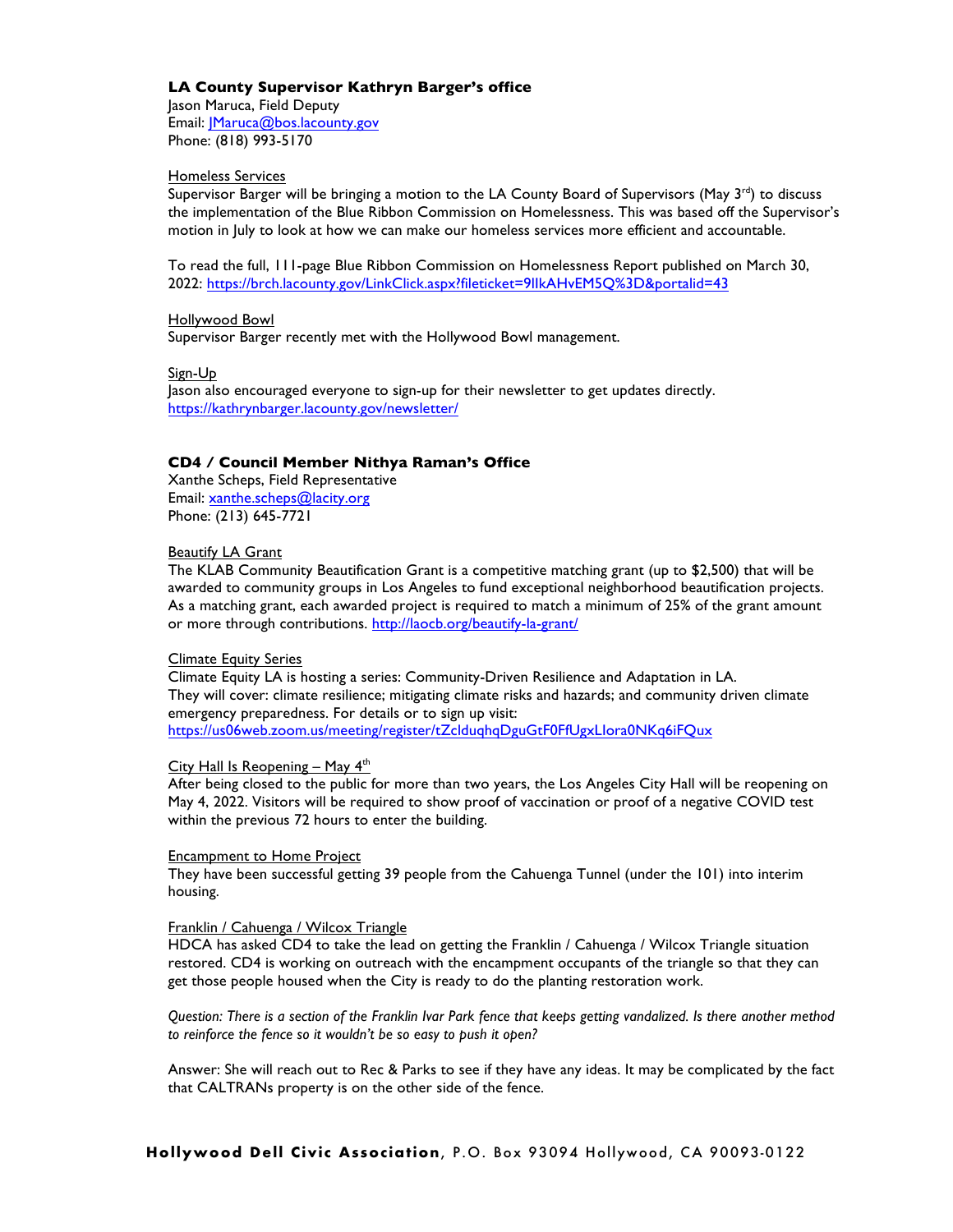### LA County Supervisor Kathryn Barger's office

Jason Maruca, Field Deputy
Email: JMaruca@bos.lacounty.gov
Phone: (818) 993-5170

Homeless Services
Supervisor Barger will be bringing a motion to the LA County Board of Supervisors (May 3rd) to discuss the implementation of the Blue Ribbon Commission on Homelessness. This was based off the Supervisor's motion in July to look at how we can make our homeless services more efficient and accountable.

To read the full, 111-page Blue Ribbon Commission on Homelessness Report published on March 30, 2022: https://brch.lacounty.gov/LinkClick.aspx?fileticket=9lIkAHvEM5Q%3D&portalid=43

Hollywood Bowl
Supervisor Barger recently met with the Hollywood Bowl management.

Sign-Up
Jason also encouraged everyone to sign-up for their newsletter to get updates directly.
https://kathrynbarger.lacounty.gov/newsletter/

### CD4 / Council Member Nithya Raman's Office

Xanthe Scheps, Field Representative
Email: xanthe.scheps@lacity.org
Phone: (213) 645-7721

Beautify LA Grant
The KLAB Community Beautification Grant is a competitive matching grant (up to $2,500) that will be awarded to community groups in Los Angeles to fund exceptional neighborhood beautification projects. As a matching grant, each awarded project is required to match a minimum of 25% of the grant amount or more through contributions. http://laocb.org/beautify-la-grant/

Climate Equity Series
Climate Equity LA is hosting a series: Community-Driven Resilience and Adaptation in LA. They will cover: climate resilience; mitigating climate risks and hazards; and community driven climate emergency preparedness. For details or to sign up visit:
https://us06web.zoom.us/meeting/register/tZclduqhqDguGtF0FfUgxLIora0NKq6iFQux

City Hall Is Reopening – May 4th
After being closed to the public for more than two years, the Los Angeles City Hall will be reopening on May 4, 2022. Visitors will be required to show proof of vaccination or proof of a negative COVID test within the previous 72 hours to enter the building.

Encampment to Home Project
They have been successful getting 39 people from the Cahuenga Tunnel (under the 101) into interim housing.

Franklin / Cahuenga / Wilcox Triangle
HDCA has asked CD4 to take the lead on getting the Franklin / Cahuenga / Wilcox Triangle situation restored. CD4 is working on outreach with the encampment occupants of the triangle so that they can get those people housed when the City is ready to do the planting restoration work.

*Question: There is a section of the Franklin Ivar Park fence that keeps getting vandalized. Is there another method to reinforce the fence so it wouldn't be so easy to push it open?*

Answer: She will reach out to Rec & Parks to see if they have any ideas. It may be complicated by the fact that CALTRANs property is on the other side of the fence.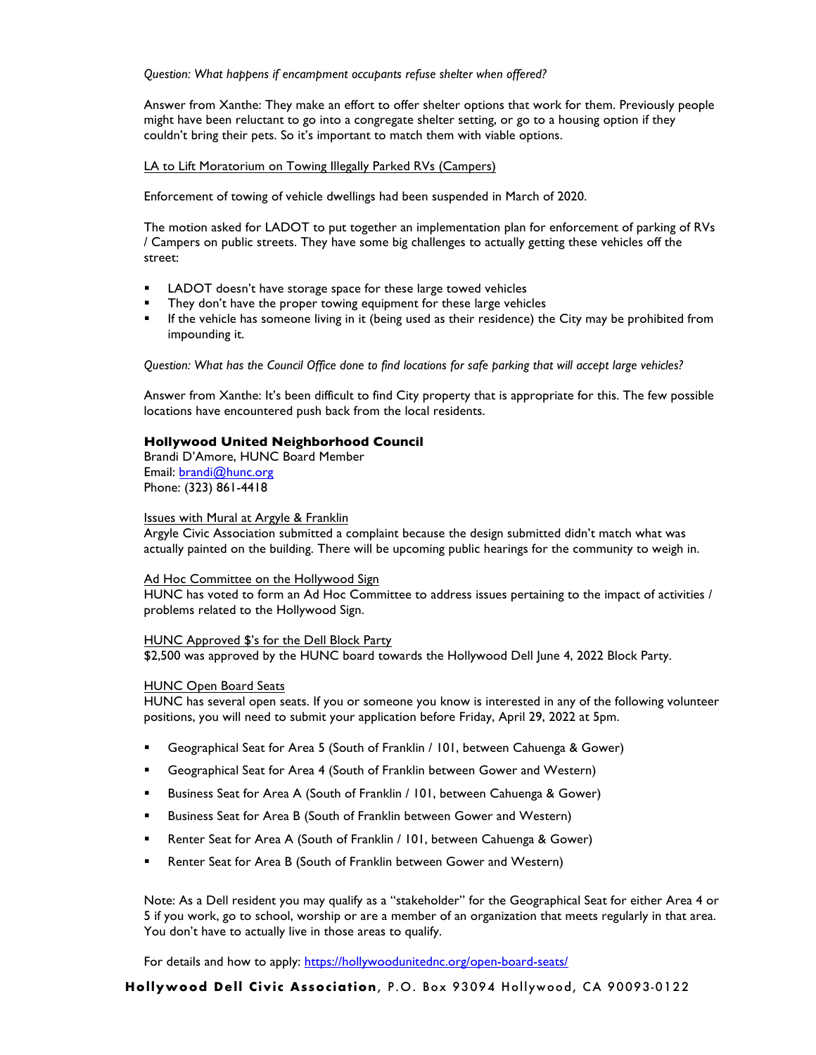*Question: What happens if encampment occupants refuse shelter when offered?*

Answer from Xanthe: They make an effort to offer shelter options that work for them. Previously people might have been reluctant to go into a congregate shelter setting, or go to a housing option if they couldn't bring their pets. So it's important to match them with viable options.

LA to Lift Moratorium on Towing Illegally Parked RVs (Campers)

Enforcement of towing of vehicle dwellings had been suspended in March of 2020.

The motion asked for LADOT to put together an implementation plan for enforcement of parking of RVs / Campers on public streets. They have some big challenges to actually getting these vehicles off the street:

- LADOT doesn't have storage space for these large towed vehicles
- They don't have the proper towing equipment for these large vehicles
- If the vehicle has someone living in it (being used as their residence) the City may be prohibited from impounding it.

*Question: What has the Council Office done to find locations for safe parking that will accept large vehicles?*

Answer from Xanthe: It's been difficult to find City property that is appropriate for this. The few possible locations have encountered push back from the local residents.

### Hollywood United Neighborhood Council

Brandi D'Amore, HUNC Board Member
Email: brandi@hunc.org
Phone: (323) 861-4418

Issues with Mural at Argyle & Franklin
Argyle Civic Association submitted a complaint because the design submitted didn't match what was actually painted on the building. There will be upcoming public hearings for the community to weigh in.

Ad Hoc Committee on the Hollywood Sign
HUNC has voted to form an Ad Hoc Committee to address issues pertaining to the impact of activities / problems related to the Hollywood Sign.

HUNC Approved $'s for the Dell Block Party
$2,500 was approved by the HUNC board towards the Hollywood Dell June 4, 2022 Block Party.

HUNC Open Board Seats
HUNC has several open seats. If you or someone you know is interested in any of the following volunteer positions, you will need to submit your application before Friday, April 29, 2022 at 5pm.

- Geographical Seat for Area 5 (South of Franklin / 101, between Cahuenga & Gower)
- Geographical Seat for Area 4 (South of Franklin between Gower and Western)
- Business Seat for Area A (South of Franklin / 101, between Cahuenga & Gower)
- Business Seat for Area B (South of Franklin between Gower and Western)
- Renter Seat for Area A (South of Franklin / 101, between Cahuenga & Gower)
- Renter Seat for Area B (South of Franklin between Gower and Western)

Note: As a Dell resident you may qualify as a "stakeholder" for the Geographical Seat for either Area 4 or 5 if you work, go to school, worship or are a member of an organization that meets regularly in that area. You don't have to actually live in those areas to qualify.

For details and how to apply: https://hollywoodunitednc.org/open-board-seats/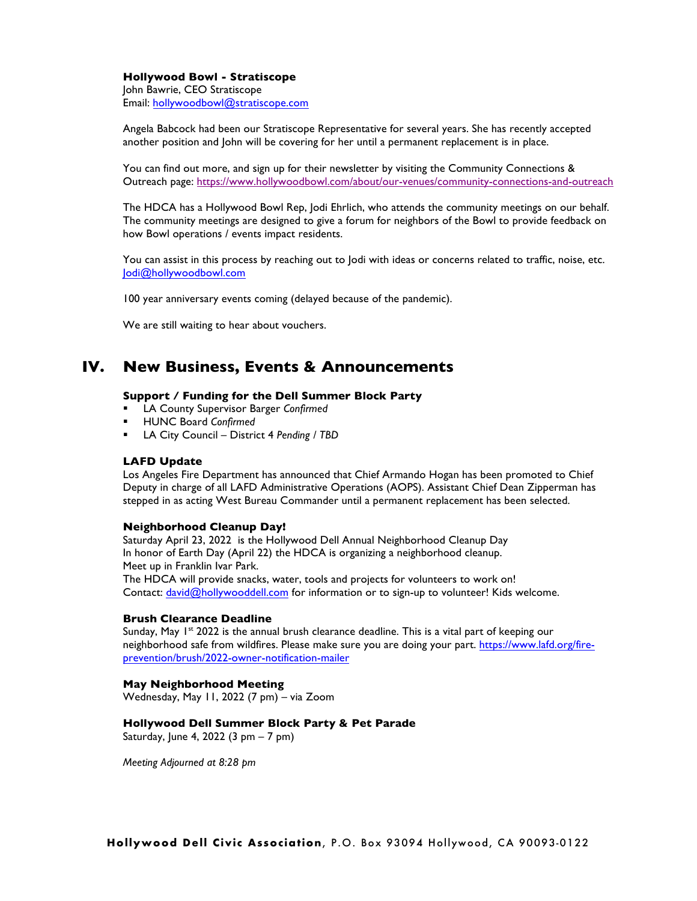**Hollywood Bowl - Stratiscope**
John Bawrie, CEO Stratiscope
Email: hollywoodbowl@stratiscope.com

Angela Babcock had been our Stratiscope Representative for several years. She has recently accepted another position and John will be covering for her until a permanent replacement is in place.

You can find out more, and sign up for their newsletter by visiting the Community Connections & Outreach page: https://www.hollywoodbowl.com/about/our-venues/community-connections-and-outreach

The HDCA has a Hollywood Bowl Rep, Jodi Ehrlich, who attends the community meetings on our behalf. The community meetings are designed to give a forum for neighbors of the Bowl to provide feedback on how Bowl operations / events impact residents.

You can assist in this process by reaching out to Jodi with ideas or concerns related to traffic, noise, etc. Jodi@hollywoodbowl.com

100 year anniversary events coming (delayed because of the pandemic).

We are still waiting to hear about vouchers.

## IV. New Business, Events & Announcements

**Support / Funding for the Dell Summer Block Party**

- LA County Supervisor Barger *Confirmed*
- HUNC Board *Confirmed*
- LA City Council – District 4 *Pending / TBD*

**LAFD Update**
Los Angeles Fire Department has announced that Chief Armando Hogan has been promoted to Chief Deputy in charge of all LAFD Administrative Operations (AOPS). Assistant Chief Dean Zipperman has stepped in as acting West Bureau Commander until a permanent replacement has been selected.

**Neighborhood Cleanup Day!**
Saturday April 23, 2022 is the Hollywood Dell Annual Neighborhood Cleanup Day
In honor of Earth Day (April 22) the HDCA is organizing a neighborhood cleanup.
Meet up in Franklin Ivar Park.
The HDCA will provide snacks, water, tools and projects for volunteers to work on!
Contact: david@hollywooddell.com for information or to sign-up to volunteer! Kids welcome.

**Brush Clearance Deadline**
Sunday, May 1st 2022 is the annual brush clearance deadline. This is a vital part of keeping our neighborhood safe from wildfires. Please make sure you are doing your part. https://www.lafd.org/fire-prevention/brush/2022-owner-notification-mailer

**May Neighborhood Meeting**
Wednesday, May 11, 2022 (7 pm) – via Zoom

**Hollywood Dell Summer Block Party & Pet Parade**
Saturday, June 4, 2022 (3 pm – 7 pm)

*Meeting Adjourned at 8:28 pm*

**Hollywood Dell Civic Association**, P.O. Box 93094 Hollywood, CA 90093-0122